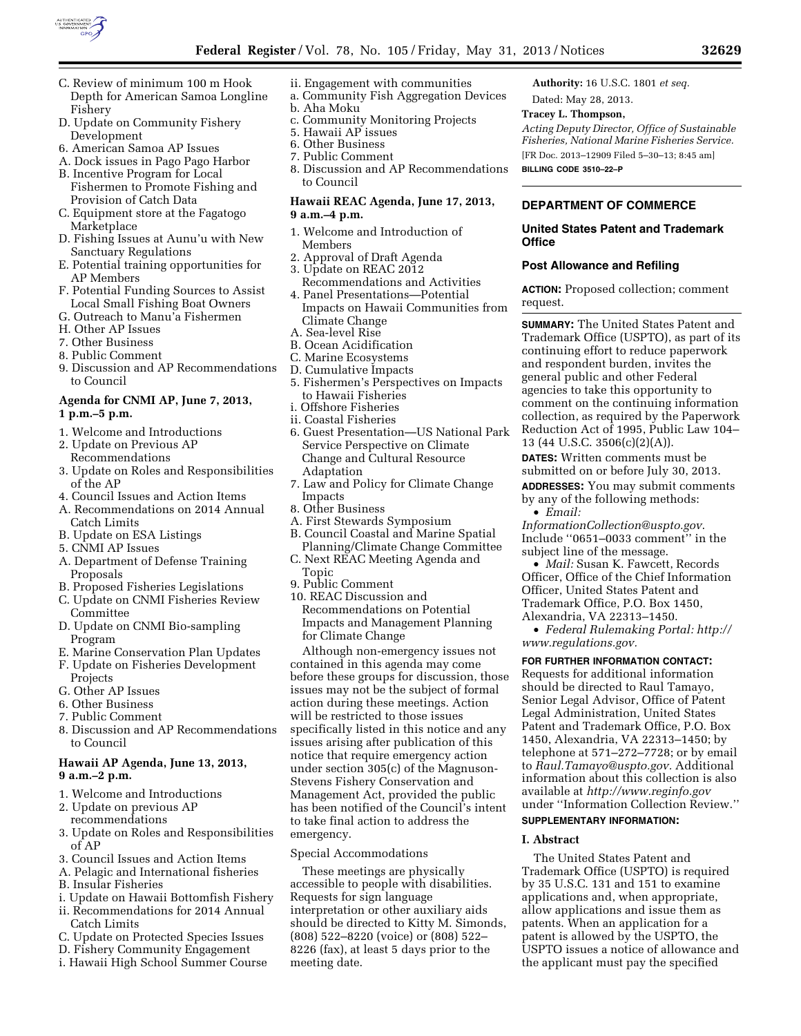C. Review of minimum 100 m Hook Depth for American Samoa Longline Fishery
D. Update on Community Fishery Development
6. American Samoa AP Issues
A. Dock issues in Pago Pago Harbor
B. Incentive Program for Local Fishermen to Promote Fishing and Provision of Catch Data
C. Equipment store at the Fagatogo Marketplace
D. Fishing Issues at Aunu'u with New Sanctuary Regulations
E. Potential training opportunities for AP Members
F. Potential Funding Sources to Assist Local Small Fishing Boat Owners
G. Outreach to Manu'a Fishermen
H. Other AP Issues
7. Other Business
8. Public Comment
9. Discussion and AP Recommendations to Council

### Agenda for CNMI AP, June 7, 2013, 1 p.m.–5 p.m.

1. Welcome and Introductions
2. Update on Previous AP Recommendations
3. Update on Roles and Responsibilities of the AP
4. Council Issues and Action Items
A. Recommendations on 2014 Annual Catch Limits
B. Update on ESA Listings
5. CNMI AP Issues
A. Department of Defense Training Proposals
B. Proposed Fisheries Legislations
C. Update on CNMI Fisheries Review Committee
D. Update on CNMI Bio-sampling Program
E. Marine Conservation Plan Updates
F. Update on Fisheries Development Projects
G. Other AP Issues
6. Other Business
7. Public Comment
8. Discussion and AP Recommendations to Council

### Hawaii AP Agenda, June 13, 2013, 9 a.m.–2 p.m.

1. Welcome and Introductions
2. Update on previous AP recommendations
3. Update on Roles and Responsibilities of AP
3. Council Issues and Action Items
A. Pelagic and International fisheries
B. Insular Fisheries
i. Update on Hawaii Bottomfish Fishery
ii. Recommendations for 2014 Annual Catch Limits
C. Update on Protected Species Issues
D. Fishery Community Engagement
i. Hawaii High School Summer Course
ii. Engagement with communities
a. Community Fish Aggregation Devices
b. Aha Moku
c. Community Monitoring Projects
5. Hawaii AP issues
6. Other Business
7. Public Comment
8. Discussion and AP Recommendations to Council

### Hawaii REAC Agenda, June 17, 2013, 9 a.m.–4 p.m.

1. Welcome and Introduction of Members
2. Approval of Draft Agenda
3. Update on REAC 2012 Recommendations and Activities
4. Panel Presentations—Potential Impacts on Hawaii Communities from Climate Change
A. Sea-level Rise
B. Ocean Acidification
C. Marine Ecosystems
D. Cumulative Impacts
5. Fishermen's Perspectives on Impacts to Hawaii Fisheries
i. Offshore Fisheries
ii. Coastal Fisheries
6. Guest Presentation—US National Park Service Perspective on Climate Change and Cultural Resource Adaptation
7. Law and Policy for Climate Change Impacts
8. Other Business
A. First Stewards Symposium
B. Council Coastal and Marine Spatial Planning/Climate Change Committee
C. Next REAC Meeting Agenda and Topic
9. Public Comment
10. REAC Discussion and Recommendations on Potential Impacts and Management Planning for Climate Change

Although non-emergency issues not contained in this agenda may come before these groups for discussion, those issues may not be the subject of formal action during these meetings. Action will be restricted to those issues specifically listed in this notice and any issues arising after publication of this notice that require emergency action under section 305(c) of the Magnuson-Stevens Fishery Conservation and Management Act, provided the public has been notified of the Council's intent to take final action to address the emergency.

### Special Accommodations

These meetings are physically accessible to people with disabilities. Requests for sign language interpretation or other auxiliary aids should be directed to Kitty M. Simonds, (808) 522–8220 (voice) or (808) 522–8226 (fax), at least 5 days prior to the meeting date.

**Authority:** 16 U.S.C. 1801 *et seq.*

Dated: May 28, 2013.

**Tracey L. Thompson,**

*Acting Deputy Director, Office of Sustainable Fisheries, National Marine Fisheries Service.*

[FR Doc. 2013–12909 Filed 5–30–13; 8:45 am]

**BILLING CODE 3510–22–P**

---

## DEPARTMENT OF COMMERCE

### United States Patent and Trademark Office

### Post Allowance and Refiling

**ACTION:** Proposed collection; comment request.

**SUMMARY:** The United States Patent and Trademark Office (USPTO), as part of its continuing effort to reduce paperwork and respondent burden, invites the general public and other Federal agencies to take this opportunity to comment on the continuing information collection, as required by the Paperwork Reduction Act of 1995, Public Law 104–13 (44 U.S.C. 3506(c)(2)(A)).

**DATES:** Written comments must be submitted on or before July 30, 2013.

**ADDRESSES:** You may submit comments by any of the following methods:

- *Email: InformationCollection@uspto.gov.* Include "0651–0033 comment" in the subject line of the message.
- *Mail:* Susan K. Fawcett, Records Officer, Office of the Chief Information Officer, United States Patent and Trademark Office, P.O. Box 1450, Alexandria, VA 22313–1450.
- *Federal Rulemaking Portal: http://www.regulations.gov.*

**FOR FURTHER INFORMATION CONTACT:** Requests for additional information should be directed to Raul Tamayo, Senior Legal Advisor, Office of Patent Legal Administration, United States Patent and Trademark Office, P.O. Box 1450, Alexandria, VA 22313–1450; by telephone at 571–272–7728; or by email to *Raul.Tamayo@uspto.gov.* Additional information about this collection is also available at *http://www.reginfo.gov* under "Information Collection Review."

**SUPPLEMENTARY INFORMATION:**

### I. Abstract

The United States Patent and Trademark Office (USPTO) is required by 35 U.S.C. 131 and 151 to examine applications and, when appropriate, allow applications and issue them as patents. When an application for a patent is allowed by the USPTO, the USPTO issues a notice of allowance and the applicant must pay the specified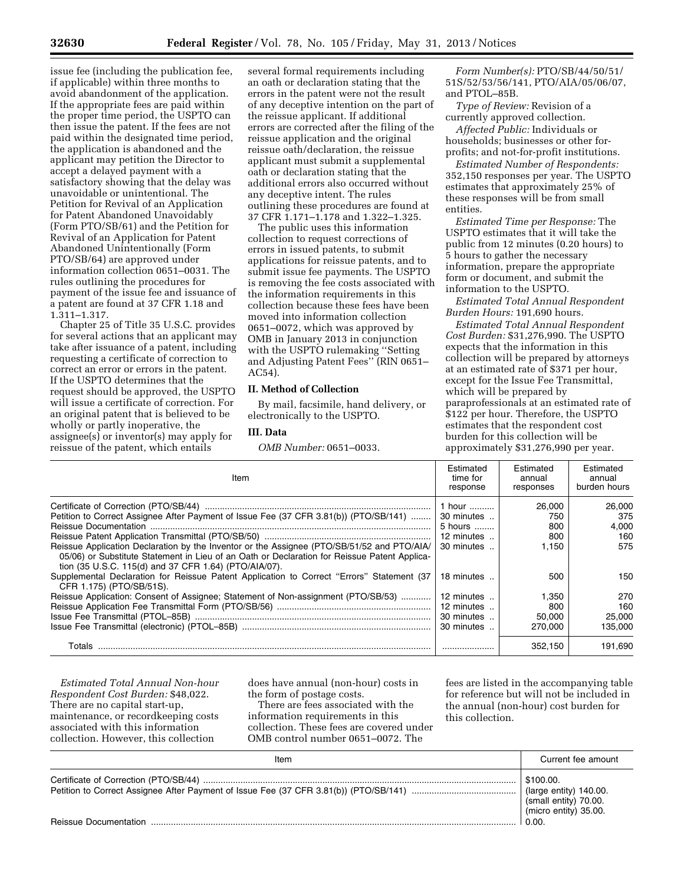issue fee (including the publication fee, if applicable) within three months to avoid abandonment of the application. If the appropriate fees are paid within the proper time period, the USPTO can then issue the patent. If the fees are not paid within the designated time period, the application is abandoned and the applicant may petition the Director to accept a delayed payment with a satisfactory showing that the delay was unavoidable or unintentional. The Petition for Revival of an Application for Patent Abandoned Unavoidably (Form PTO/SB/61) and the Petition for Revival of an Application for Patent Abandoned Unintentionally (Form PTO/SB/64) are approved under information collection 0651–0031. The rules outlining the procedures for payment of the issue fee and issuance of a patent are found at 37 CFR 1.18 and 1.311–1.317.

Chapter 25 of Title 35 U.S.C. provides for several actions that an applicant may take after issuance of a patent, including requesting a certificate of correction to correct an error or errors in the patent. If the USPTO determines that the request should be approved, the USPTO will issue a certificate of correction. For an original patent that is believed to be wholly or partly inoperative, the assignee(s) or inventor(s) may apply for reissue of the patent, which entails several formal requirements including an oath or declaration stating that the errors in the patent were not the result of any deceptive intention on the part of the reissue applicant. If additional errors are corrected after the filing of the reissue application and the original reissue oath/declaration, the reissue applicant must submit a supplemental oath or declaration stating that the additional errors also occurred without any deceptive intent. The rules outlining these procedures are found at 37 CFR 1.171–1.178 and 1.322–1.325.

The public uses this information collection to request corrections of errors in issued patents, to submit applications for reissue patents, and to submit issue fee payments. The USPTO is removing the fee costs associated with the information requirements in this collection because these fees have been moved into information collection 0651–0072, which was approved by OMB in January 2013 in conjunction with the USPTO rulemaking ''Setting and Adjusting Patent Fees'' (RIN 0651–AC54).

## II. Method of Collection

By mail, facsimile, hand delivery, or electronically to the USPTO.

## III. Data

*OMB Number:* 0651–0033.

*Form Number(s):* PTO/SB/44/50/51/51S/52/53/56/141, PTO/AIA/05/06/07, and PTOL–85B.

*Type of Review:* Revision of a currently approved collection.

*Affected Public:* Individuals or households; businesses or other for-profits; and not-for-profit institutions.

*Estimated Number of Respondents:* 352,150 responses per year. The USPTO estimates that approximately 25% of these responses will be from small entities.

*Estimated Time per Response:* The USPTO estimates that it will take the public from 12 minutes (0.20 hours) to 5 hours to gather the necessary information, prepare the appropriate form or document, and submit the information to the USPTO.

*Estimated Total Annual Respondent Burden Hours:* 191,690 hours.

*Estimated Total Annual Respondent Cost Burden:* $31,276,990. The USPTO expects that the information in this collection will be prepared by attorneys at an estimated rate of $371 per hour, except for the Issue Fee Transmittal, which will be prepared by paraprofessionals at an estimated rate of $122 per hour. Therefore, the USPTO estimates that the respondent cost burden for this collection will be approximately $31,276,990 per year.

| Item | Estimated time for response | Estimated annual responses | Estimated annual burden hours |
|---|---|---|---|
| Certificate of Correction (PTO/SB/44) | 1 hour | 26,000 | 26,000 |
| Petition to Correct Assignee After Payment of Issue Fee (37 CFR 3.81(b)) (PTO/SB/141) | 30 minutes | 750 | 375 |
| Reissue Documentation | 5 hours | 800 | 4,000 |
| Reissue Patent Application Transmittal (PTO/SB/50) | 12 minutes | 800 | 160 |
| Reissue Application Declaration by the Inventor or the Assignee (PTO/SB/51/52 and PTO/AIA/05/06) or Substitute Statement in Lieu of an Oath or Declaration for Reissue Patent Application (35 U.S.C. 115(d) and 37 CFR 1.64) (PTO/AIA/07). | 30 minutes | 1,150 | 575 |
| Supplemental Declaration for Reissue Patent Application to Correct ''Errors'' Statement (37 CFR 1.175) (PTO/SB/51S). | 18 minutes | 500 | 150 |
| Reissue Application: Consent of Assignee; Statement of Non-assignment (PTO/SB/53) | 12 minutes | 1,350 | 270 |
| Reissue Application Fee Transmittal Form (PTO/SB/56) | 12 minutes | 800 | 160 |
| Issue Fee Transmittal (PTOL–85B) | 30 minutes | 50,000 | 25,000 |
| Issue Fee Transmittal (electronic) (PTOL–85B) | 30 minutes | 270,000 | 135,000 |
| Totals | | 352,150 | 191,690 |

*Estimated Total Annual Non-hour Respondent Cost Burden:* $48,022. There are no capital start-up, maintenance, or recordkeeping costs associated with this information collection. However, this collection does have annual (non-hour) costs in the form of postage costs.

There are fees associated with the information requirements in this collection. These fees are covered under OMB control number 0651–0072. The fees are listed in the accompanying table for reference but will not be included in the annual (non-hour) cost burden for this collection.

| Item | Current fee amount |
|---|---|
| Certificate of Correction (PTO/SB/44) | $100.00. |
| Petition to Correct Assignee After Payment of Issue Fee (37 CFR 3.81(b)) (PTO/SB/141) | (large entity) 140.00.<br>(small entity) 70.00.<br>(micro entity) 35.00. |
| Reissue Documentation | 0.00. |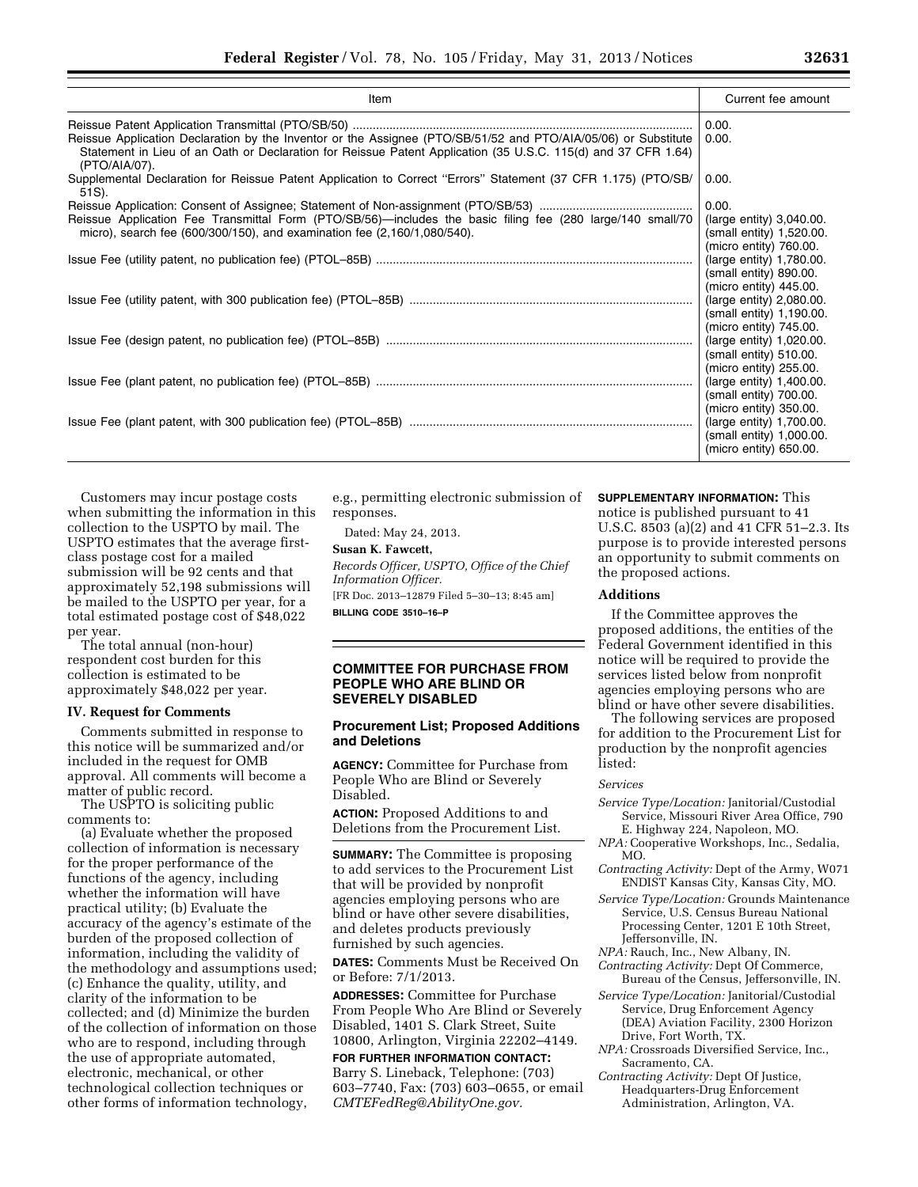| Item | Current fee amount |
|---|---|
| Reissue Patent Application Transmittal (PTO/SB/50) | 0.00. |
| Reissue Application Declaration by the Inventor or the Assignee (PTO/SB/51/52 and PTO/AIA/05/06) or Substitute Statement in Lieu of an Oath or Declaration for Reissue Patent Application (35 U.S.C. 115(d) and 37 CFR 1.64) (PTO/AIA/07). | 0.00. |
| Supplemental Declaration for Reissue Patent Application to Correct "Errors" Statement (37 CFR 1.175) (PTO/SB/51S). | 0.00. |
| Reissue Application: Consent of Assignee; Statement of Non-assignment (PTO/SB/53) | 0.00. |
| Reissue Application Fee Transmittal Form (PTO/SB/56)—includes the basic filing fee (280 large/140 small/70 micro), search fee (600/300/150), and examination fee (2,160/1,080/540). | (large entity) 3,040.00. (small entity) 1,520.00. (micro entity) 760.00. |
| Issue Fee (utility patent, no publication fee) (PTOL–85B) | (large entity) 1,780.00. (small entity) 890.00. (micro entity) 445.00. |
| Issue Fee (utility patent, with 300 publication fee) (PTOL–85B) | (large entity) 2,080.00. (small entity) 1,190.00. (micro entity) 745.00. |
| Issue Fee (design patent, no publication fee) (PTOL–85B) | (large entity) 1,020.00. (small entity) 510.00. (micro entity) 255.00. |
| Issue Fee (plant patent, no publication fee) (PTOL–85B) | (large entity) 1,400.00. (small entity) 700.00. (micro entity) 350.00. |
| Issue Fee (plant patent, with 300 publication fee) (PTOL–85B) | (large entity) 1,700.00. (small entity) 1,000.00. (micro entity) 650.00. |

Customers may incur postage costs when submitting the information in this collection to the USPTO by mail. The USPTO estimates that the average first-class postage cost for a mailed submission will be 92 cents and that approximately 52,198 submissions will be mailed to the USPTO per year, for a total estimated postage cost of $48,022 per year.

The total annual (non-hour) respondent cost burden for this collection is estimated to be approximately $48,022 per year.

## IV. Request for Comments

Comments submitted in response to this notice will be summarized and/or included in the request for OMB approval. All comments will become a matter of public record.

The USPTO is soliciting public comments to:

(a) Evaluate whether the proposed collection of information is necessary for the proper performance of the functions of the agency, including whether the information will have practical utility; (b) Evaluate the accuracy of the agency's estimate of the burden of the proposed collection of information, including the validity of the methodology and assumptions used; (c) Enhance the quality, utility, and clarity of the information to be collected; and (d) Minimize the burden of the collection of information on those who are to respond, including through the use of appropriate automated, electronic, mechanical, or other technological collection techniques or other forms of information technology, e.g., permitting electronic submission of responses.

Dated: May 24, 2013.

**Susan K. Fawcett,**

*Records Officer, USPTO, Office of the Chief Information Officer.*

[FR Doc. 2013–12879 Filed 5–30–13; 8:45 am]

**BILLING CODE 3510–16–P**

# COMMITTEE FOR PURCHASE FROM PEOPLE WHO ARE BLIND OR SEVERELY DISABLED

## Procurement List; Proposed Additions and Deletions

**AGENCY:** Committee for Purchase from People Who are Blind or Severely Disabled.

**ACTION:** Proposed Additions to and Deletions from the Procurement List.

**SUMMARY:** The Committee is proposing to add services to the Procurement List that will be provided by nonprofit agencies employing persons who are blind or have other severe disabilities, and deletes products previously furnished by such agencies.

**DATES:** Comments Must be Received On or Before: 7/1/2013.

**ADDRESSES:** Committee for Purchase From People Who Are Blind or Severely Disabled, 1401 S. Clark Street, Suite 10800, Arlington, Virginia 22202–4149.

**FOR FURTHER INFORMATION CONTACT:** Barry S. Lineback, Telephone: (703) 603–7740, Fax: (703) 603–0655, or email *CMTEFedReg@AbilityOne.gov.*

**SUPPLEMENTARY INFORMATION:** This notice is published pursuant to 41 U.S.C. 8503 (a)(2) and 41 CFR 51–2.3. Its purpose is to provide interested persons an opportunity to submit comments on the proposed actions.

### Additions

If the Committee approves the proposed additions, the entities of the Federal Government identified in this notice will be required to provide the services listed below from nonprofit agencies employing persons who are blind or have other severe disabilities.

The following services are proposed for addition to the Procurement List for production by the nonprofit agencies listed:

*Services*

*Service Type/Location:* Janitorial/Custodial Service, Missouri River Area Office, 790 E. Highway 224, Napoleon, MO.
*NPA:* Cooperative Workshops, Inc., Sedalia, MO.
*Contracting Activity:* Dept of the Army, W071 ENDIST Kansas City, Kansas City, MO.

*Service Type/Location:* Grounds Maintenance Service, U.S. Census Bureau National Processing Center, 1201 E 10th Street, Jeffersonville, IN.
*NPA:* Rauch, Inc., New Albany, IN.
*Contracting Activity:* Dept Of Commerce, Bureau of the Census, Jeffersonville, IN.

*Service Type/Location:* Janitorial/Custodial Service, Drug Enforcement Agency (DEA) Aviation Facility, 2300 Horizon Drive, Fort Worth, TX.
*NPA:* Crossroads Diversified Service, Inc., Sacramento, CA.
*Contracting Activity:* Dept Of Justice, Headquarters-Drug Enforcement Administration, Arlington, VA.